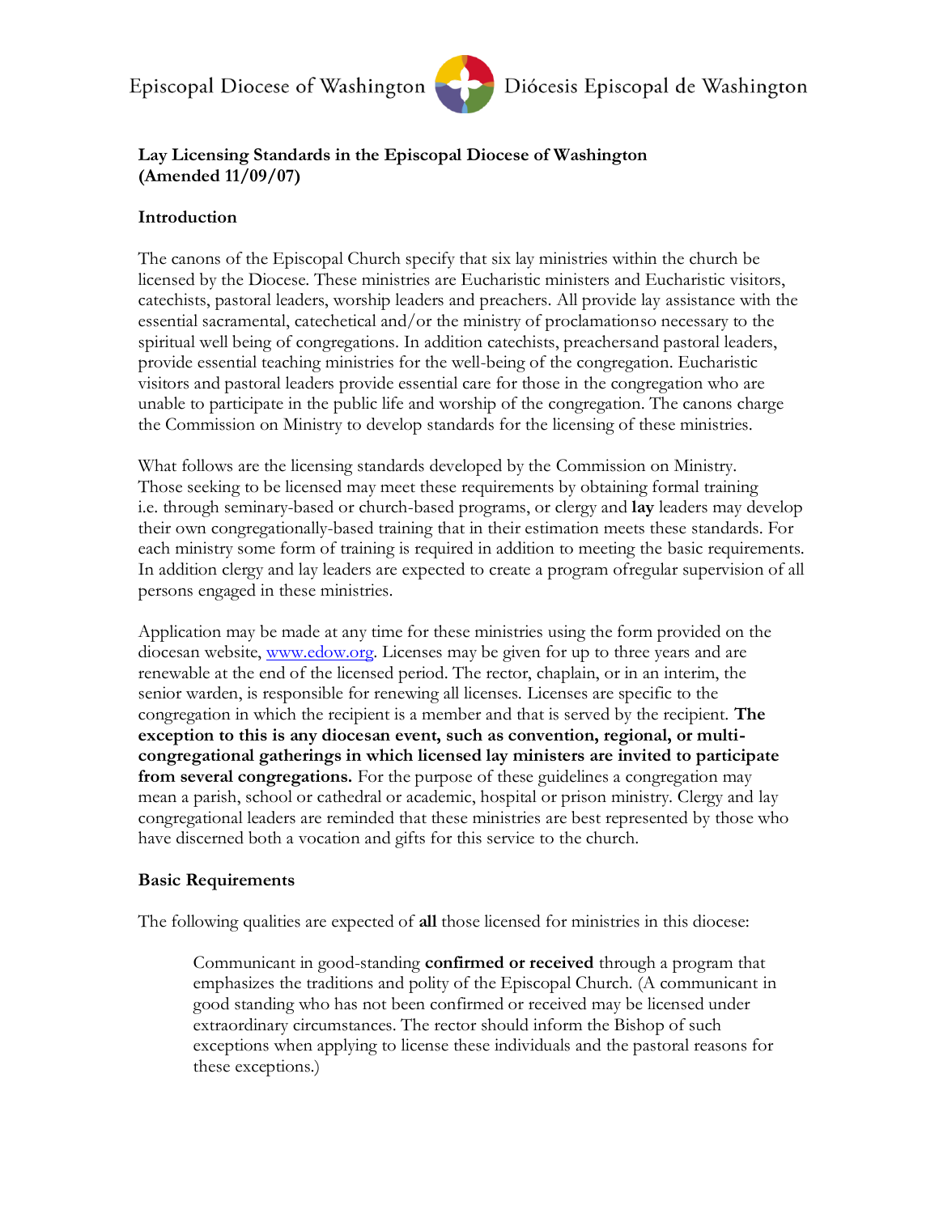Episcopal Diocese of Washington Diócesis Episcopal de Washington

**Lay Licensing Standards in the Episcopal Diocese of Washington (Amended 11/09/07)**

**Introduction**

The canons of the Episcopal Church specify that six lay ministries within the church be licensed by the Diocese. These ministries are Eucharistic ministers and Eucharistic visitors, catechists, pastoral leaders, worship leaders and preachers. All provide lay assistance with the essential sacramental, catechetical and/or the ministry of proclamationso necessary to the spiritual well being of congregations. In addition catechists, preachersand pastoral leaders, provide essential teaching ministries for the well-being of the congregation. Eucharistic visitors and pastoral leaders provide essential care for those in the congregation who are unable to participate in the public life and worship of the congregation. The canons charge the Commission on Ministry to develop standards for the licensing of these ministries.

What follows are the licensing standards developed by the Commission on Ministry. Those seeking to be licensed may meet these requirements by obtaining formal training i.e. through seminary-based or church-based programs, or clergy and **lay** leaders may develop their own congregationally-based training that in their estimation meets these standards. For each ministry some form of training is required in addition to meeting the basic requirements. In addition clergy and lay leaders are expected to create a program ofregular supervision of all persons engaged in these ministries.

Application may be made at any time for these ministries using the form provided on the diocesan website, www.edow.org. Licenses may be given for up to three years and are renewable at the end of the licensed period. The rector, chaplain, or in an interim, the senior warden, is responsible for renewing all licenses. Licenses are specific to the congregation in which the recipient is a member and that is served by the recipient. **The exception to this is any diocesan event, such as convention, regional, or multi-congregational gatherings in which licensed lay ministers are invited to participate from several congregations.** For the purpose of these guidelines a congregation may mean a parish, school or cathedral or academic, hospital or prison ministry. Clergy and lay congregational leaders are reminded that these ministries are best represented by those who have discerned both a vocation and gifts for this service to the church.

**Basic Requirements**

The following qualities are expected of **all** those licensed for ministries in this diocese:

> Communicant in good-standing **confirmed or received** through a program that emphasizes the traditions and polity of the Episcopal Church. (A communicant in good standing who has not been confirmed or received may be licensed under extraordinary circumstances. The rector should inform the Bishop of such exceptions when applying to license these individuals and the pastoral reasons for these exceptions.)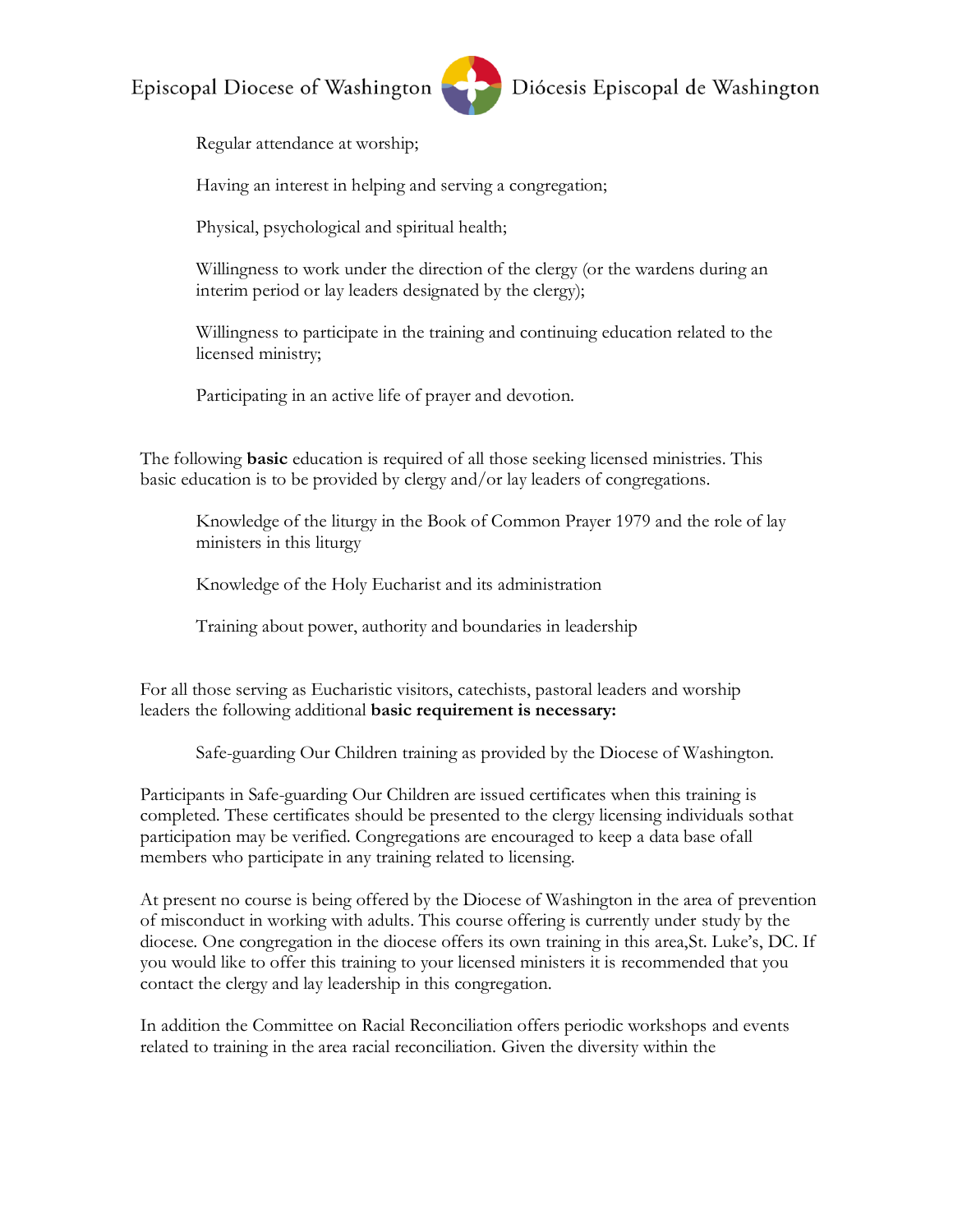Regular attendance at worship;

Having an interest in helping and serving a congregation;

Physical, psychological and spiritual health;

Willingness to work under the direction of the clergy (or the wardens during an interim period or lay leaders designated by the clergy);

Willingness to participate in the training and continuing education related to the licensed ministry;

Participating in an active life of prayer and devotion.

The following **basic** education is required of all those seeking licensed ministries. This basic education is to be provided by clergy and/or lay leaders of congregations.

Knowledge of the liturgy in the Book of Common Prayer 1979 and the role of lay ministers in this liturgy

Knowledge of the Holy Eucharist and its administration

Training about power, authority and boundaries in leadership

For all those serving as Eucharistic visitors, catechists, pastoral leaders and worship leaders the following additional **basic requirement is necessary:**

Safe-guarding Our Children training as provided by the Diocese of Washington.

Participants in Safe-guarding Our Children are issued certificates when this training is completed. These certificates should be presented to the clergy licensing individuals sothat participation may be verified. Congregations are encouraged to keep a data base ofall members who participate in any training related to licensing.

At present no course is being offered by the Diocese of Washington in the area of prevention of misconduct in working with adults. This course offering is currently under study by the diocese. One congregation in the diocese offers its own training in this area,St. Luke's, DC. If you would like to offer this training to your licensed ministers it is recommended that you contact the clergy and lay leadership in this congregation.

In addition the Committee on Racial Reconciliation offers periodic workshops and events related to training in the area racial reconciliation. Given the diversity within the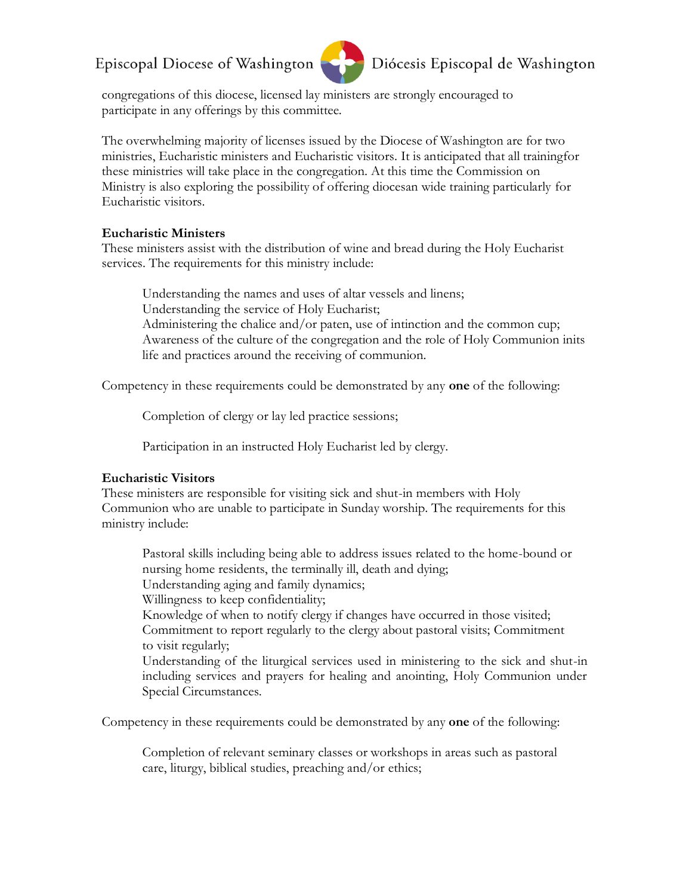congregations of this diocese, licensed lay ministers are strongly encouraged to participate in any offerings by this committee.

The overwhelming majority of licenses issued by the Diocese of Washington are for two ministries, Eucharistic ministers and Eucharistic visitors. It is anticipated that all trainingfor these ministries will take place in the congregation. At this time the Commission on Ministry is also exploring the possibility of offering diocesan wide training particularly for Eucharistic visitors.

**Eucharistic Ministers**
These ministers assist with the distribution of wine and bread during the Holy Eucharist services. The requirements for this ministry include:

Understanding the names and uses of altar vessels and linens;
Understanding the service of Holy Eucharist;
Administering the chalice and/or paten, use of intinction and the common cup;
Awareness of the culture of the congregation and the role of Holy Communion inits life and practices around the receiving of communion.

Competency in these requirements could be demonstrated by any **one** of the following:

Completion of clergy or lay led practice sessions;

Participation in an instructed Holy Eucharist led by clergy.

**Eucharistic Visitors**
These ministers are responsible for visiting sick and shut-in members with Holy Communion who are unable to participate in Sunday worship. The requirements for this ministry include:

Pastoral skills including being able to address issues related to the home-bound or nursing home residents, the terminally ill, death and dying;
Understanding aging and family dynamics;
Willingness to keep confidentiality;
Knowledge of when to notify clergy if changes have occurred in those visited;
Commitment to report regularly to the clergy about pastoral visits; Commitment to visit regularly;
Understanding of the liturgical services used in ministering to the sick and shut-in including services and prayers for healing and anointing, Holy Communion under Special Circumstances.

Competency in these requirements could be demonstrated by any **one** of the following:

Completion of relevant seminary classes or workshops in areas such as pastoral care, liturgy, biblical studies, preaching and/or ethics;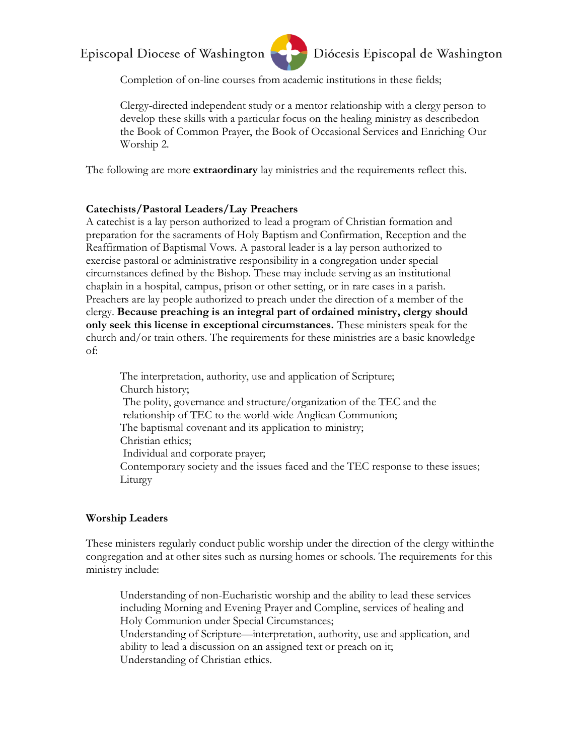Completion of on-line courses from academic institutions in these fields;

Clergy-directed independent study or a mentor relationship with a clergy person to develop these skills with a particular focus on the healing ministry as describedon the Book of Common Prayer, the Book of Occasional Services and Enriching Our Worship 2.

The following are more **extraordinary** lay ministries and the requirements reflect this.

### Catechists/Pastoral Leaders/Lay Preachers

A catechist is a lay person authorized to lead a program of Christian formation and preparation for the sacraments of Holy Baptism and Confirmation, Reception and the Reaffirmation of Baptismal Vows. A pastoral leader is a lay person authorized to exercise pastoral or administrative responsibility in a congregation under special circumstances defined by the Bishop. These may include serving as an institutional chaplain in a hospital, campus, prison or other setting, or in rare cases in a parish. Preachers are lay people authorized to preach under the direction of a member of the clergy. **Because preaching is an integral part of ordained ministry, clergy should only seek this license in exceptional circumstances.** These ministers speak for the church and/or train others. The requirements for these ministries are a basic knowledge of:

The interpretation, authority, use and application of Scripture;
Church history;
The polity, governance and structure/organization of the TEC and the relationship of TEC to the world-wide Anglican Communion;
The baptismal covenant and its application to ministry;
Christian ethics;
Individual and corporate prayer;
Contemporary society and the issues faced and the TEC response to these issues;
Liturgy

### Worship Leaders

These ministers regularly conduct public worship under the direction of the clergy withinthe congregation and at other sites such as nursing homes or schools. The requirements for this ministry include:

Understanding of non-Eucharistic worship and the ability to lead these services including Morning and Evening Prayer and Compline, services of healing and Holy Communion under Special Circumstances;
Understanding of Scripture—interpretation, authority, use and application, and ability to lead a discussion on an assigned text or preach on it;
Understanding of Christian ethics.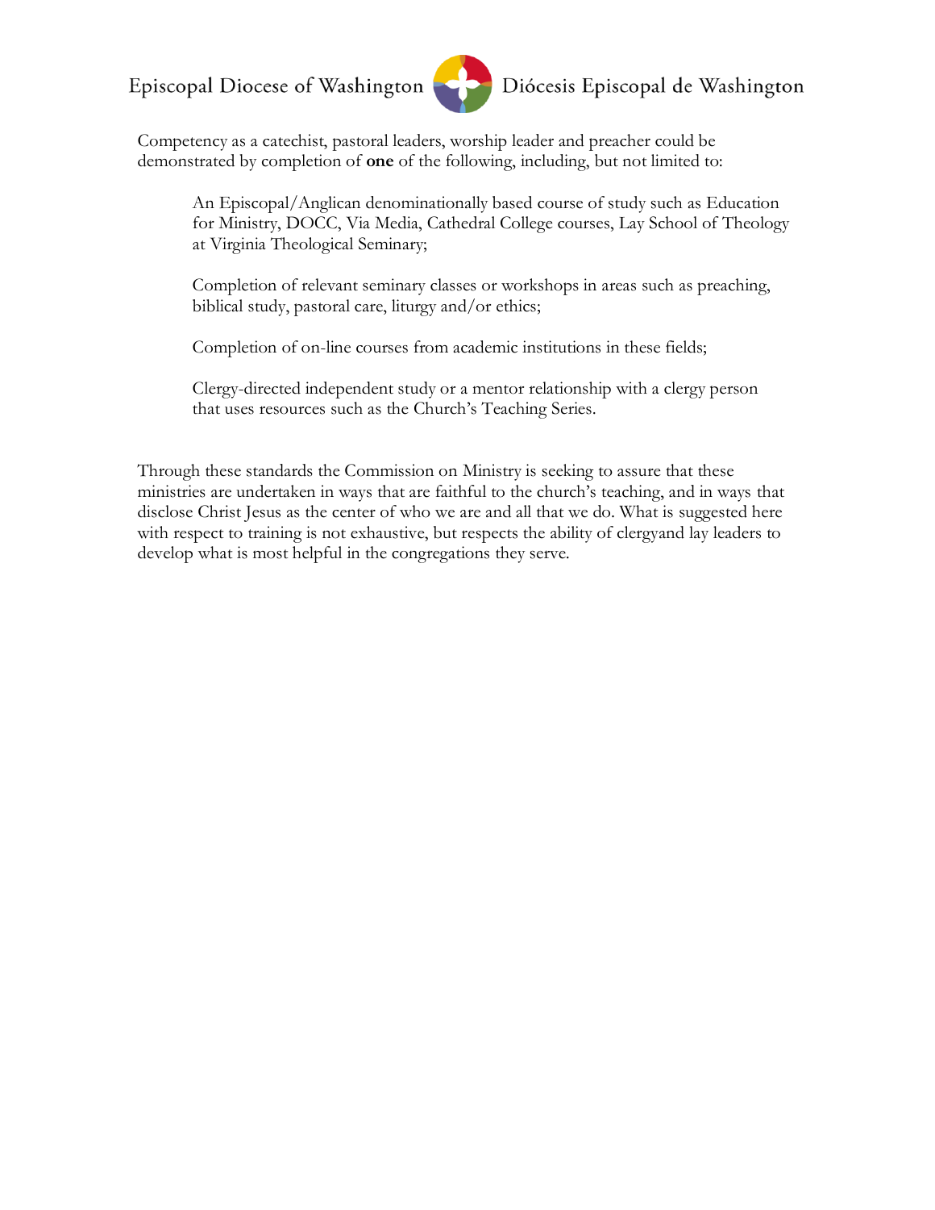Competency as a catechist, pastoral leaders, worship leader and preacher could be demonstrated by completion of **one** of the following, including, but not limited to:

> An Episcopal/Anglican denominationally based course of study such as Education for Ministry, DOCC, Via Media, Cathedral College courses, Lay School of Theology at Virginia Theological Seminary;
>
> Completion of relevant seminary classes or workshops in areas such as preaching, biblical study, pastoral care, liturgy and/or ethics;
>
> Completion of on-line courses from academic institutions in these fields;
>
> Clergy-directed independent study or a mentor relationship with a clergy person that uses resources such as the Church's Teaching Series.

Through these standards the Commission on Ministry is seeking to assure that these ministries are undertaken in ways that are faithful to the church's teaching, and in ways that disclose Christ Jesus as the center of who we are and all that we do. What is suggested here with respect to training is not exhaustive, but respects the ability of clergyand lay leaders to develop what is most helpful in the congregations they serve.